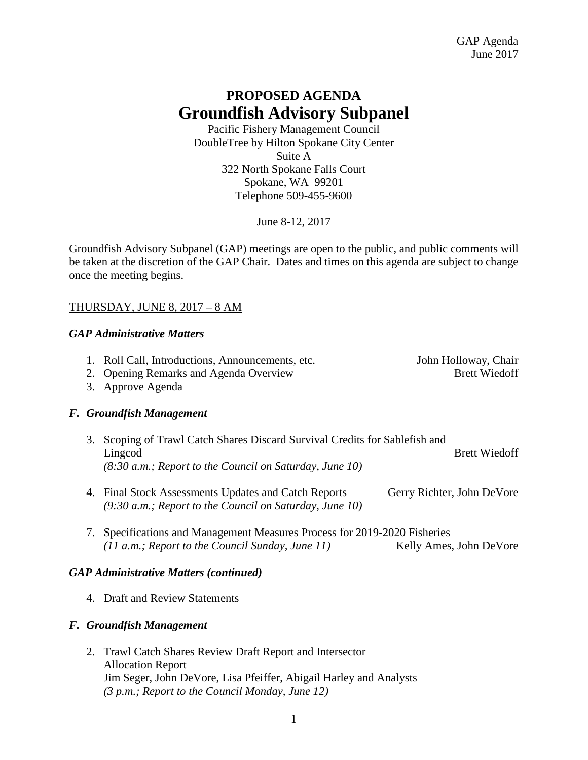GAP Agenda
June 2017

# PROPOSED AGENDA
# Groundfish Advisory Subpanel

Pacific Fishery Management Council
DoubleTree by Hilton Spokane City Center
Suite A
322 North Spokane Falls Court
Spokane, WA 99201
Telephone 509-455-9600

June 8-12, 2017

Groundfish Advisory Subpanel (GAP) meetings are open to the public, and public comments will be taken at the discretion of the GAP Chair. Dates and times on this agenda are subject to change once the meeting begins.

## THURSDAY, JUNE 8, 2017 – 8 AM

### *GAP Administrative Matters*

1. Roll Call, Introductions, Announcements, etc. — John Holloway, Chair
2. Opening Remarks and Agenda Overview — Brett Wiedoff
3. Approve Agenda

### *F. Groundfish Management*

3. Scoping of Trawl Catch Shares Discard Survival Credits for Sablefish and Lingcod — Brett Wiedoff
   *(8:30 a.m.; Report to the Council on Saturday, June 10)*

4. Final Stock Assessments Updates and Catch Reports — Gerry Richter, John DeVore
   *(9:30 a.m.; Report to the Council on Saturday, June 10)*

7. Specifications and Management Measures Process for 2019-2020 Fisheries
   *(11 a.m.; Report to the Council Sunday, June 11)* — Kelly Ames, John DeVore

### *GAP Administrative Matters (continued)*

4. Draft and Review Statements

### *F. Groundfish Management*

2. Trawl Catch Shares Review Draft Report and Intersector Allocation Report
   Jim Seger, John DeVore, Lisa Pfeiffer, Abigail Harley and Analysts
   *(3 p.m.; Report to the Council Monday, June 12)*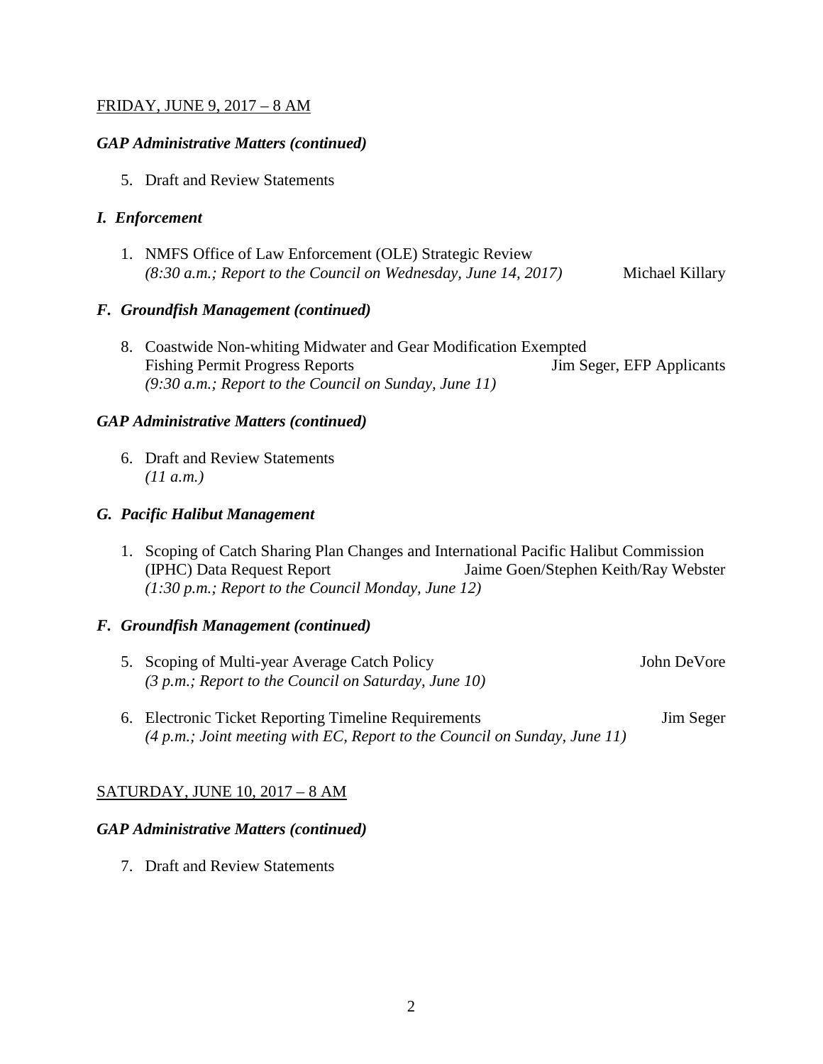FRIDAY, JUNE 9, 2017 – 8 AM

***GAP Administrative Matters (continued)***

5. Draft and Review Statements

***I. Enforcement***

1. NMFS Office of Law Enforcement (OLE) Strategic Review *(8:30 a.m.; Report to the Council on Wednesday, June 14, 2017)* Michael Killary

***F. Groundfish Management (continued)***

8. Coastwide Non-whiting Midwater and Gear Modification Exempted Fishing Permit Progress Reports Jim Seger, EFP Applicants *(9:30 a.m.; Report to the Council on Sunday, June 11)*

***GAP Administrative Matters (continued)***

6. Draft and Review Statements *(11 a.m.)*

***G. Pacific Halibut Management***

1. Scoping of Catch Sharing Plan Changes and International Pacific Halibut Commission (IPHC) Data Request Report Jaime Goen/Stephen Keith/Ray Webster *(1:30 p.m.; Report to the Council Monday, June 12)*

***F. Groundfish Management (continued)***

5. Scoping of Multi-year Average Catch Policy John DeVore *(3 p.m.; Report to the Council on Saturday, June 10)*

6. Electronic Ticket Reporting Timeline Requirements Jim Seger *(4 p.m.; Joint meeting with EC, Report to the Council on Sunday, June 11)*

SATURDAY, JUNE 10, 2017 – 8 AM

***GAP Administrative Matters (continued)***

7. Draft and Review Statements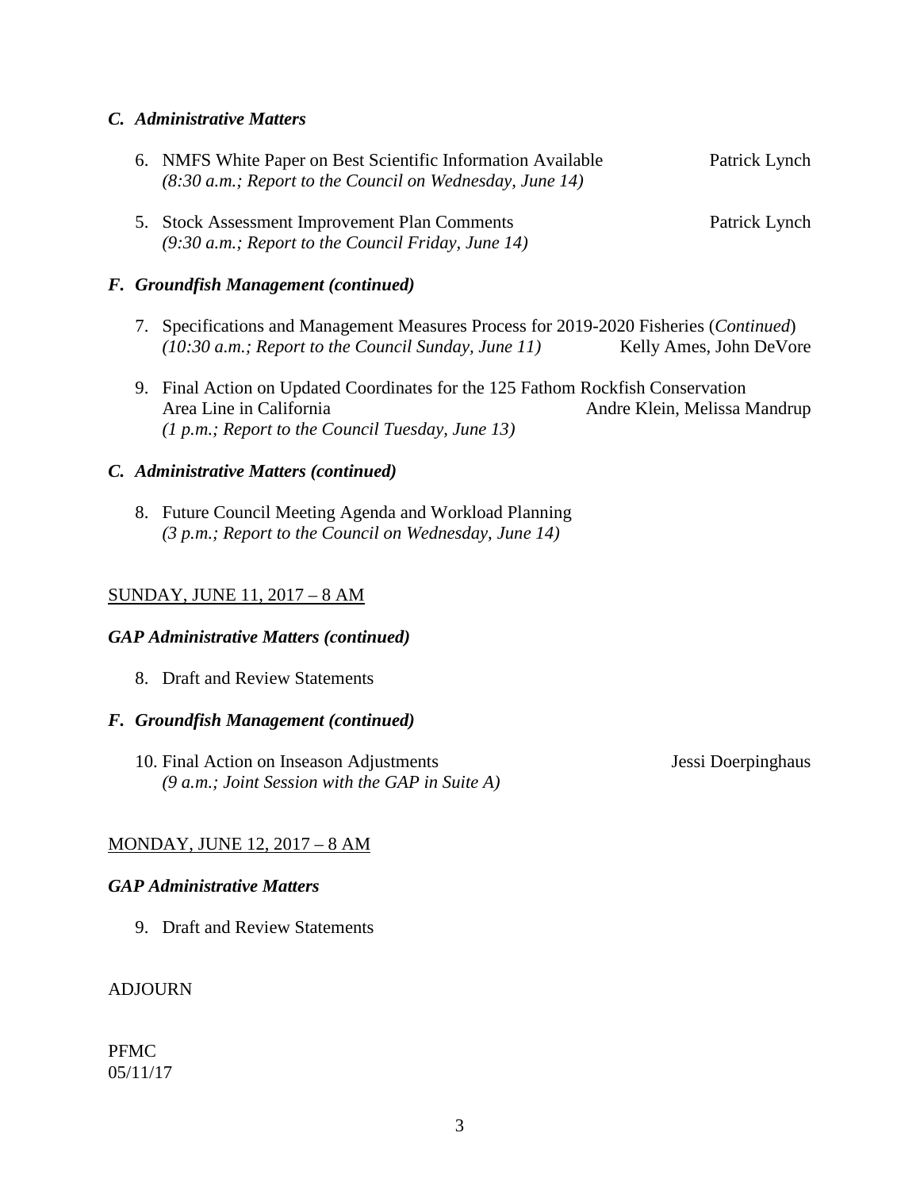### *C. Administrative Matters*

6. NMFS White Paper on Best Scientific Information Available — Patrick Lynch
   *(8:30 a.m.; Report to the Council on Wednesday, June 14)*

5. Stock Assessment Improvement Plan Comments — Patrick Lynch
   *(9:30 a.m.; Report to the Council Friday, June 14)*

### *F. Groundfish Management (continued)*

7. Specifications and Management Measures Process for 2019-2020 Fisheries (*Continued*)
   *(10:30 a.m.; Report to the Council Sunday, June 11)* — Kelly Ames, John DeVore

9. Final Action on Updated Coordinates for the 125 Fathom Rockfish Conservation Area Line in California — Andre Klein, Melissa Mandrup
   *(1 p.m.; Report to the Council Tuesday, June 13)*

### *C. Administrative Matters (continued)*

8. Future Council Meeting Agenda and Workload Planning
   *(3 p.m.; Report to the Council on Wednesday, June 14)*

<u>SUNDAY, JUNE 11, 2017 – 8 AM</u>

### *GAP Administrative Matters (continued)*

8. Draft and Review Statements

### *F. Groundfish Management (continued)*

10. Final Action on Inseason Adjustments — Jessi Doerpinghaus
    *(9 a.m.; Joint Session with the GAP in Suite A)*

<u>MONDAY, JUNE 12, 2017 – 8 AM</u>

### *GAP Administrative Matters*

9. Draft and Review Statements

ADJOURN

PFMC
05/11/17